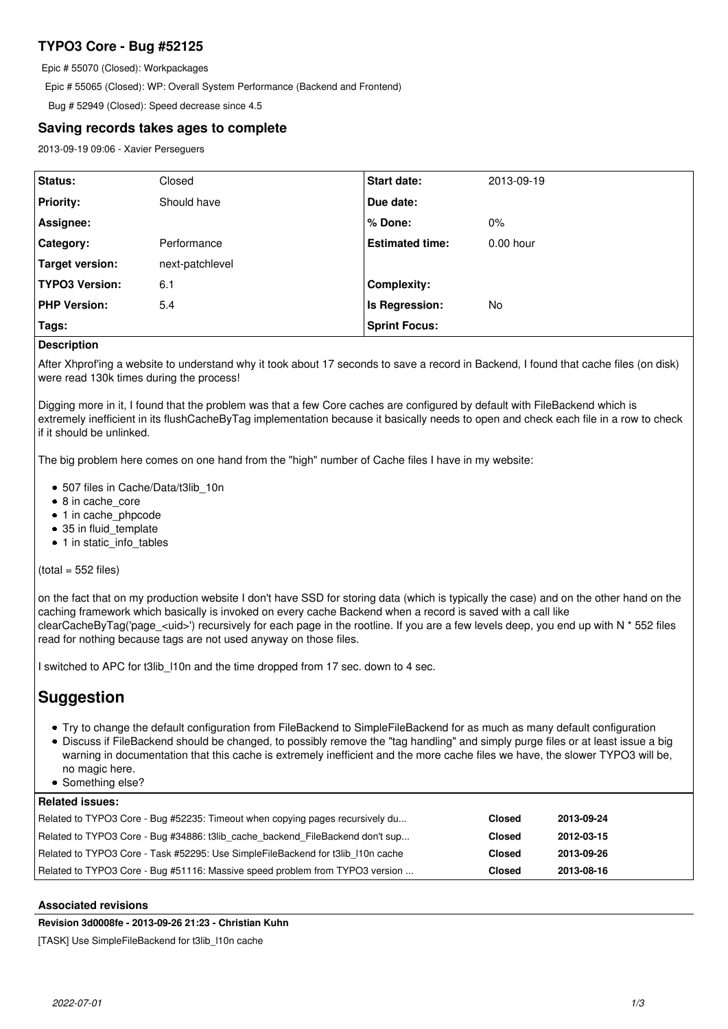# TYPO3 Core - Bug #52125

Epic # 55070 (Closed): Workpackages

Epic # 55065 (Closed): WP: Overall System Performance (Backend and Frontend)

Bug # 52949 (Closed): Speed decrease since 4.5

## Saving records takes ages to complete

2013-09-19 09:06 - Xavier Perseguers

| | | | |
|---|---|---|---|
| **Status:** | Closed | **Start date:** | 2013-09-19 |
| **Priority:** | Should have | **Due date:** | |
| **Assignee:** | | **% Done:** | 0% |
| **Category:** | Performance | **Estimated time:** | 0.00 hour |
| **Target version:** | next-patchlevel | | |
| **TYPO3 Version:** | 6.1 | **Complexity:** | |
| **PHP Version:** | 5.4 | **Is Regression:** | No |
| **Tags:** | | **Sprint Focus:** | |

**Description**

After Xhprof'ing a website to understand why it took about 17 seconds to save a record in Backend, I found that cache files (on disk) were read 130k times during the process!

Digging more in it, I found that the problem was that a few Core caches are configured by default with FileBackend which is extremely inefficient in its flushCacheByTag implementation because it basically needs to open and check each file in a row to check if it should be unlinked.

The big problem here comes on one hand from the "high" number of Cache files I have in my website:

- 507 files in Cache/Data/t3lib_10n
- 8 in cache_core
- 1 in cache_phpcode
- 35 in fluid_template
- 1 in static_info_tables

(total = 552 files)

on the fact that on my production website I don't have SSD for storing data (which is typically the case) and on the other hand on the caching framework which basically is invoked on every cache Backend when a record is saved with a call like clearCacheByTag('page_<uid>') recursively for each page in the rootline. If you are a few levels deep, you end up with N * 552 files read for nothing because tags are not used anyway on those files.

I switched to APC for t3lib_l10n and the time dropped from 17 sec. down to 4 sec.

# Suggestion

- Try to change the default configuration from FileBackend to SimpleFileBackend for as much as many default configuration
- Discuss if FileBackend should be changed, to possibly remove the "tag handling" and simply purge files or at least issue a big warning in documentation that this cache is extremely inefficient and the more cache files we have, the slower TYPO3 will be, no magic here.
- Something else?

**Related issues:**

| | | |
|---|---|---|
| Related to TYPO3 Core - Bug #52235: Timeout when copying pages recursively du... | **Closed** | **2013-09-24** |
| Related to TYPO3 Core - Bug #34886: t3lib_cache_backend_FileBackend don't sup... | **Closed** | **2012-03-15** |
| Related to TYPO3 Core - Task #52295: Use SimpleFileBackend for t3lib_l10n cache | **Closed** | **2013-09-26** |
| Related to TYPO3 Core - Bug #51116: Massive speed problem from TYPO3 version ... | **Closed** | **2013-08-16** |

### Associated revisions

**Revision 3d0008fe - 2013-09-26 21:23 - Christian Kuhn**

[TASK] Use SimpleFileBackend for t3lib_l10n cache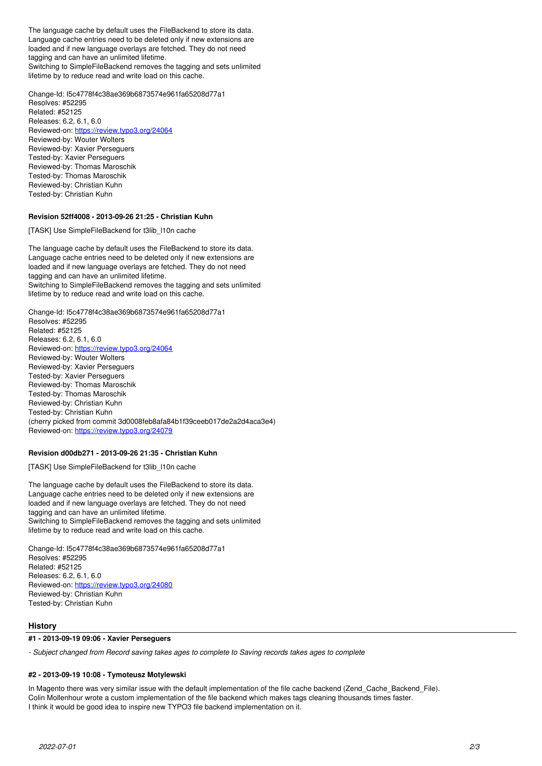The language cache by default uses the FileBackend to store its data. Language cache entries need to be deleted only if new extensions are loaded and if new language overlays are fetched. They do not need tagging and can have an unlimited lifetime.
Switching to SimpleFileBackend removes the tagging and sets unlimited lifetime by to reduce read and write load on this cache.

Change-Id: I5c4778f4c38ae369b6873574e961fa65208d77a1
Resolves: #52295
Related: #52125
Releases: 6.2, 6.1, 6.0
Reviewed-on: https://review.typo3.org/24064
Reviewed-by: Wouter Wolters
Reviewed-by: Xavier Perseguers
Tested-by: Xavier Perseguers
Reviewed-by: Thomas Maroschik
Tested-by: Thomas Maroschik
Reviewed-by: Christian Kuhn
Tested-by: Christian Kuhn

#### Revision 52ff4008 - 2013-09-26 21:25 - Christian Kuhn

[TASK] Use SimpleFileBackend for t3lib_l10n cache

The language cache by default uses the FileBackend to store its data. Language cache entries need to be deleted only if new extensions are loaded and if new language overlays are fetched. They do not need tagging and can have an unlimited lifetime.
Switching to SimpleFileBackend removes the tagging and sets unlimited lifetime by to reduce read and write load on this cache.

Change-Id: I5c4778f4c38ae369b6873574e961fa65208d77a1
Resolves: #52295
Related: #52125
Releases: 6.2, 6.1, 6.0
Reviewed-on: https://review.typo3.org/24064
Reviewed-by: Wouter Wolters
Reviewed-by: Xavier Perseguers
Tested-by: Xavier Perseguers
Reviewed-by: Thomas Maroschik
Tested-by: Thomas Maroschik
Reviewed-by: Christian Kuhn
Tested-by: Christian Kuhn
(cherry picked from commit 3d0008feb8afa84b1f39ceeb017de2a2d4aca3e4)
Reviewed-on: https://review.typo3.org/24079

#### Revision d00db271 - 2013-09-26 21:35 - Christian Kuhn

[TASK] Use SimpleFileBackend for t3lib_l10n cache

The language cache by default uses the FileBackend to store its data. Language cache entries need to be deleted only if new extensions are loaded and if new language overlays are fetched. They do not need tagging and can have an unlimited lifetime.
Switching to SimpleFileBackend removes the tagging and sets unlimited lifetime by to reduce read and write load on this cache.

Change-Id: I5c4778f4c38ae369b6873574e961fa65208d77a1
Resolves: #52295
Related: #52125
Releases: 6.2, 6.1, 6.0
Reviewed-on: https://review.typo3.org/24080
Reviewed-by: Christian Kuhn
Tested-by: Christian Kuhn

### History

#### #1 - 2013-09-19 09:06 - Xavier Perseguers

*- Subject changed from Record saving takes ages to complete to Saving records takes ages to complete*

#### #2 - 2013-09-19 10:08 - Tymoteusz Motylewski

In Magento there was very similar issue with the default implementation of the file cache backend (Zend_Cache_Backend_File).
Colin Mollenhour wrote a custom implementation of the file backend which makes tags cleaning thousands times faster.
I think it would be good idea to inspire new TYPO3 file backend implementation on it.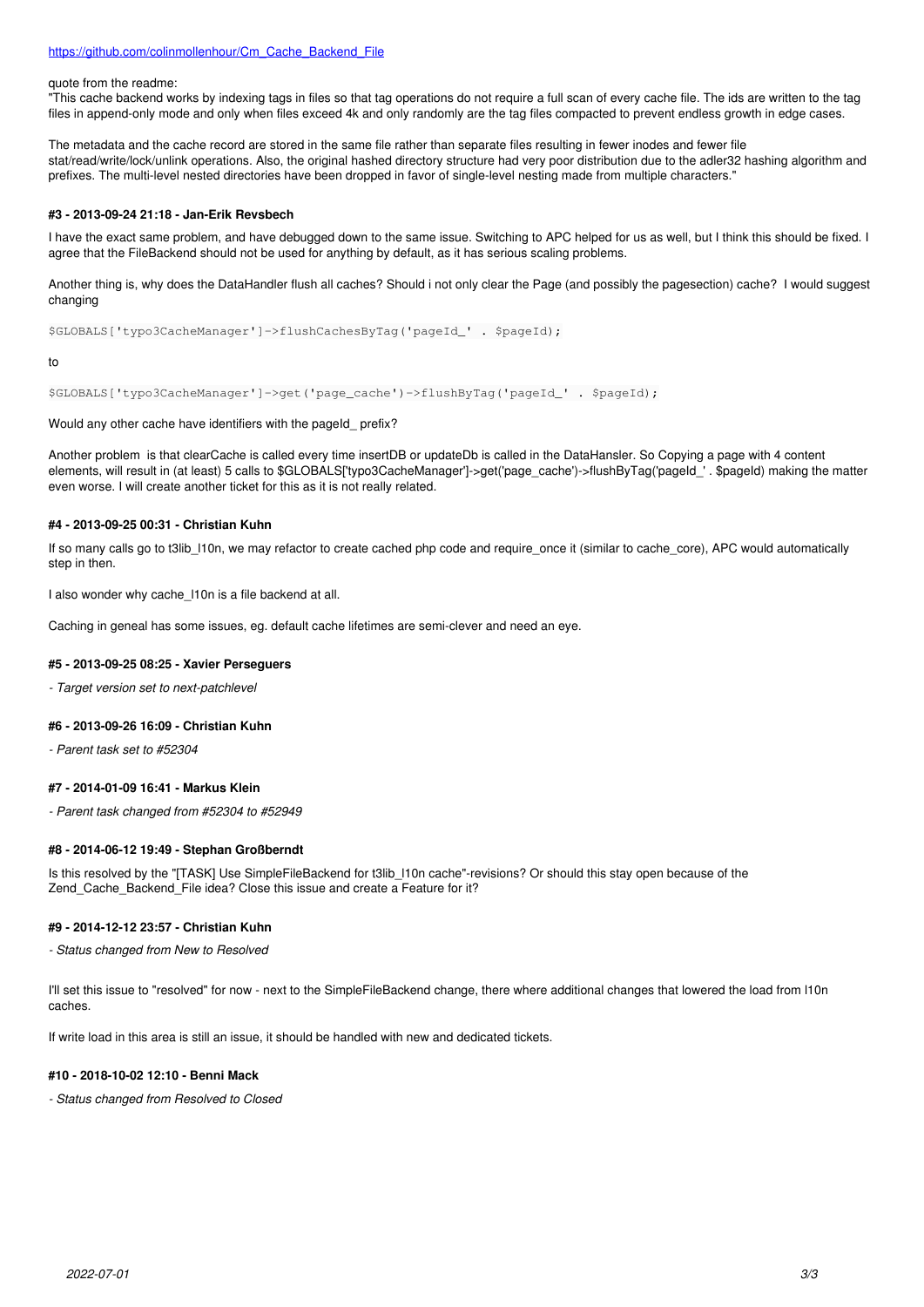https://github.com/colinmollenhour/Cm_Cache_Backend_File

quote from the readme:
"This cache backend works by indexing tags in files so that tag operations do not require a full scan of every cache file. The ids are written to the tag files in append-only mode and only when files exceed 4k and only randomly are the tag files compacted to prevent endless growth in edge cases.

The metadata and the cache record are stored in the same file rather than separate files resulting in fewer inodes and fewer file stat/read/write/lock/unlink operations. Also, the original hashed directory structure had very poor distribution due to the adler32 hashing algorithm and prefixes. The multi-level nested directories have been dropped in favor of single-level nesting made from multiple characters."

#### #3 - 2013-09-24 21:18 - Jan-Erik Revsbech

I have the exact same problem, and have debugged down to the same issue. Switching to APC helped for us as well, but I think this should be fixed. I agree that the FileBackend should not be used for anything by default, as it has serious scaling problems.

Another thing is, why does the DataHandler flush all caches? Should i not only clear the Page (and possibly the pagesection) cache? I would suggest changing

```
$GLOBALS['typo3CacheManager']->flushCachesByTag('pageId_' . $pageId);
```

to

```
$GLOBALS['typo3CacheManager']->get('page_cache')->flushByTag('pageId_' . $pageId);
```

Would any other cache have identifiers with the pageId_ prefix?

Another problem is that clearCache is called every time insertDB or updateDb is called in the DataHansler. So Copying a page with 4 content elements, will result in (at least) 5 calls to $GLOBALS['typo3CacheManager']->get('page_cache')->flushByTag('pageId_' . $pageId) making the matter even worse. I will create another ticket for this as it is not really related.

#### #4 - 2013-09-25 00:31 - Christian Kuhn

If so many calls go to t3lib_l10n, we may refactor to create cached php code and require_once it (similar to cache_core), APC would automatically step in then.

I also wonder why cache_l10n is a file backend at all.

Caching in geneal has some issues, eg. default cache lifetimes are semi-clever and need an eye.

#### #5 - 2013-09-25 08:25 - Xavier Perseguers

*- Target version set to next-patchlevel*

#### #6 - 2013-09-26 16:09 - Christian Kuhn

*- Parent task set to #52304*

#### #7 - 2014-01-09 16:41 - Markus Klein

*- Parent task changed from #52304 to #52949*

#### #8 - 2014-06-12 19:49 - Stephan Großberndt

Is this resolved by the "[TASK] Use SimpleFileBackend for t3lib_l10n cache"-revisions? Or should this stay open because of the Zend_Cache_Backend_File idea? Close this issue and create a Feature for it?

#### #9 - 2014-12-12 23:57 - Christian Kuhn

*- Status changed from New to Resolved*

I'll set this issue to "resolved" for now - next to the SimpleFileBackend change, there where additional changes that lowered the load from l10n caches.

If write load in this area is still an issue, it should be handled with new and dedicated tickets.

#### #10 - 2018-10-02 12:10 - Benni Mack

*- Status changed from Resolved to Closed*